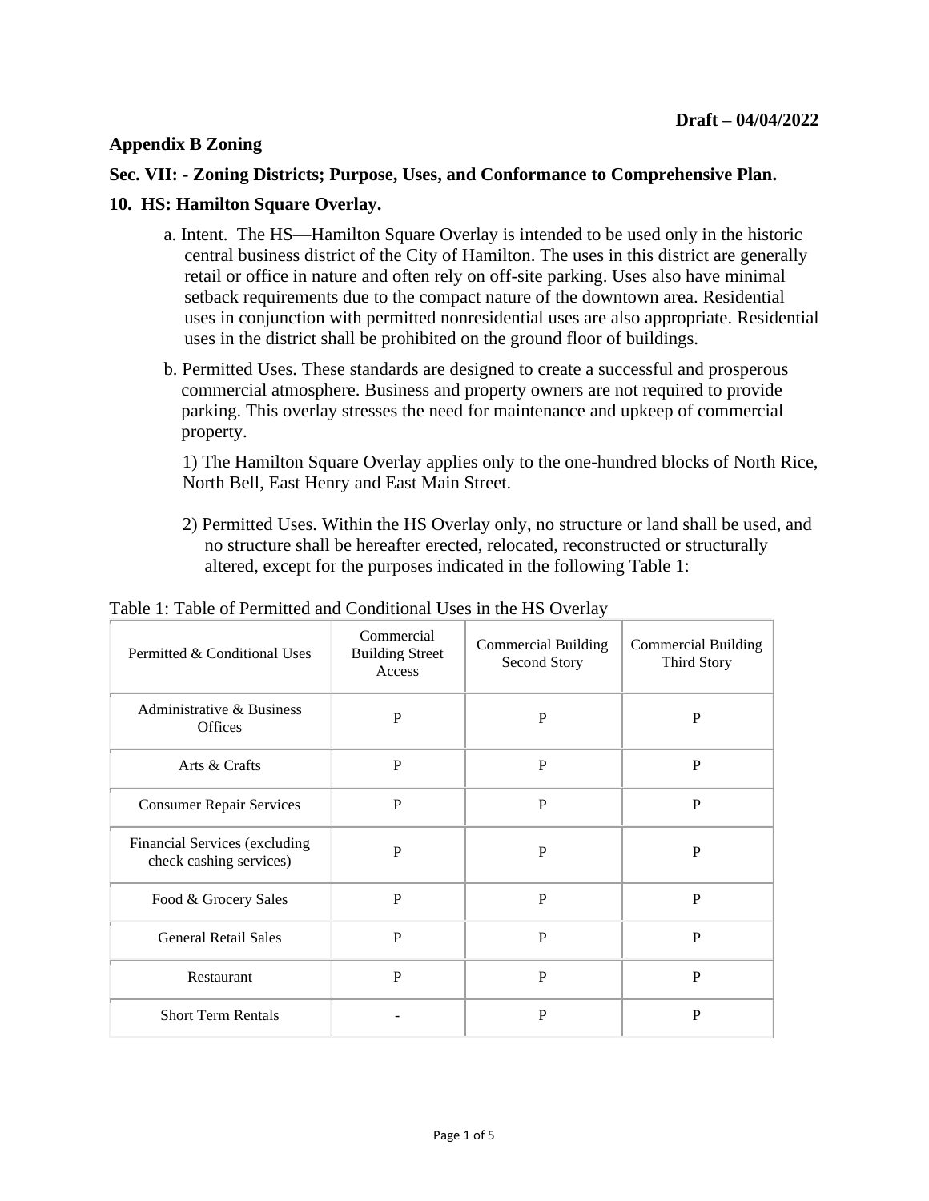**Draft – 04/04/2022**

# Appendix B Zoning

## Sec. VII: - Zoning Districts; Purpose, Uses, and Conformance to Comprehensive Plan.

### 10. HS: Hamilton Square Overlay.

a. Intent. The HS—Hamilton Square Overlay is intended to be used only in the historic central business district of the City of Hamilton. The uses in this district are generally retail or office in nature and often rely on off-site parking. Uses also have minimal setback requirements due to the compact nature of the downtown area. Residential uses in conjunction with permitted nonresidential uses are also appropriate. Residential uses in the district shall be prohibited on the ground floor of buildings.

b. Permitted Uses. These standards are designed to create a successful and prosperous commercial atmosphere. Business and property owners are not required to provide parking. This overlay stresses the need for maintenance and upkeep of commercial property.

1) The Hamilton Square Overlay applies only to the one-hundred blocks of North Rice, North Bell, East Henry and East Main Street.

2) Permitted Uses. Within the HS Overlay only, no structure or land shall be used, and no structure shall be hereafter erected, relocated, reconstructed or structurally altered, except for the purposes indicated in the following Table 1:

Table 1: Table of Permitted and Conditional Uses in the HS Overlay

| Permitted & Conditional Uses | Commercial Building Street Access | Commercial Building Second Story | Commercial Building Third Story |
|---|---|---|---|
| Administrative & Business Offices | P | P | P |
| Arts & Crafts | P | P | P |
| Consumer Repair Services | P | P | P |
| Financial Services (excluding check cashing services) | P | P | P |
| Food & Grocery Sales | P | P | P |
| General Retail Sales | P | P | P |
| Restaurant | P | P | P |
| Short Term Rentals | - | P | P |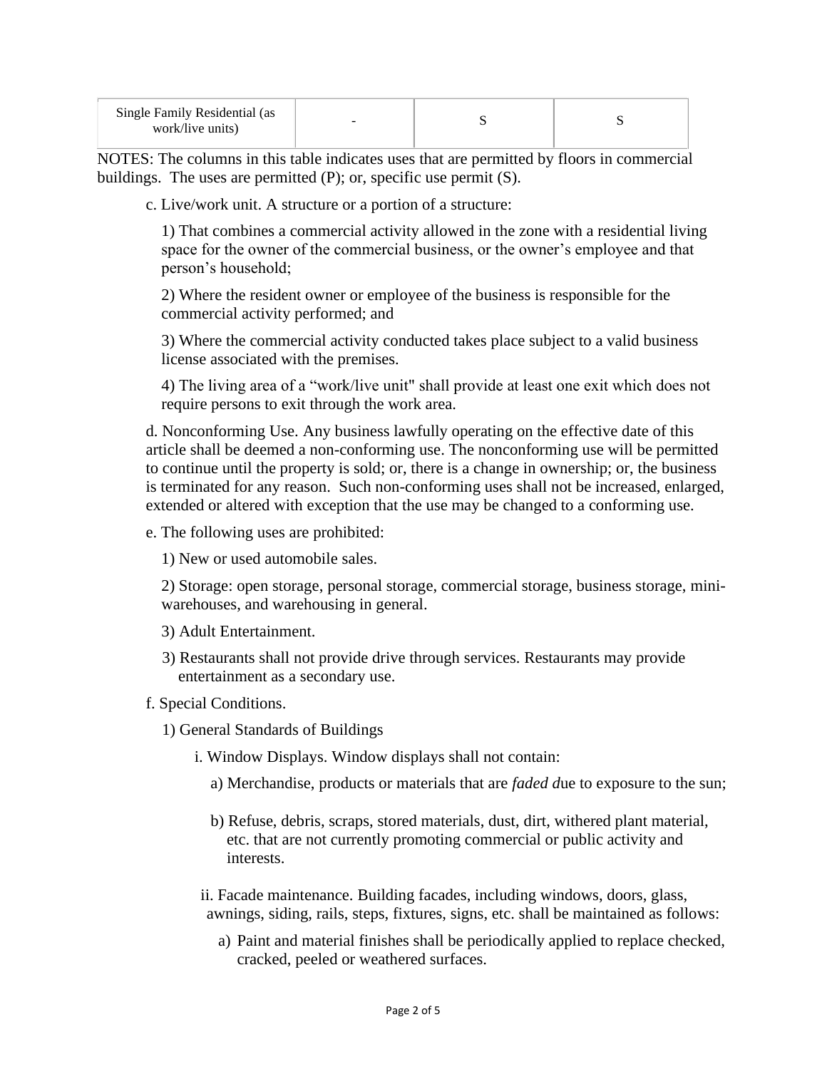| Single Family Residential (as work/live units) | - | S | S |
|---|---|---|---|

NOTES: The columns in this table indicates uses that are permitted by floors in commercial buildings. The uses are permitted (P); or, specific use permit (S).

c. Live/work unit. A structure or a portion of a structure:

1) That combines a commercial activity allowed in the zone with a residential living space for the owner of the commercial business, or the owner's employee and that person's household;

2) Where the resident owner or employee of the business is responsible for the commercial activity performed; and

3) Where the commercial activity conducted takes place subject to a valid business license associated with the premises.

4) The living area of a "work/live unit" shall provide at least one exit which does not require persons to exit through the work area.

d. Nonconforming Use. Any business lawfully operating on the effective date of this article shall be deemed a non-conforming use. The nonconforming use will be permitted to continue until the property is sold; or, there is a change in ownership; or, the business is terminated for any reason. Such non-conforming uses shall not be increased, enlarged, extended or altered with exception that the use may be changed to a conforming use.

e. The following uses are prohibited:

1) New or used automobile sales.

2) Storage: open storage, personal storage, commercial storage, business storage, mini-warehouses, and warehousing in general.

3) Adult Entertainment.

3) Restaurants shall not provide drive through services. Restaurants may provide entertainment as a secondary use.

f. Special Conditions.

1) General Standards of Buildings

i. Window Displays. Window displays shall not contain:

a) Merchandise, products or materials that are *faded d*ue to exposure to the sun;

b) Refuse, debris, scraps, stored materials, dust, dirt, withered plant material, etc. that are not currently promoting commercial or public activity and interests.

ii. Facade maintenance. Building facades, including windows, doors, glass, awnings, siding, rails, steps, fixtures, signs, etc. shall be maintained as follows:

a) Paint and material finishes shall be periodically applied to replace checked, cracked, peeled or weathered surfaces.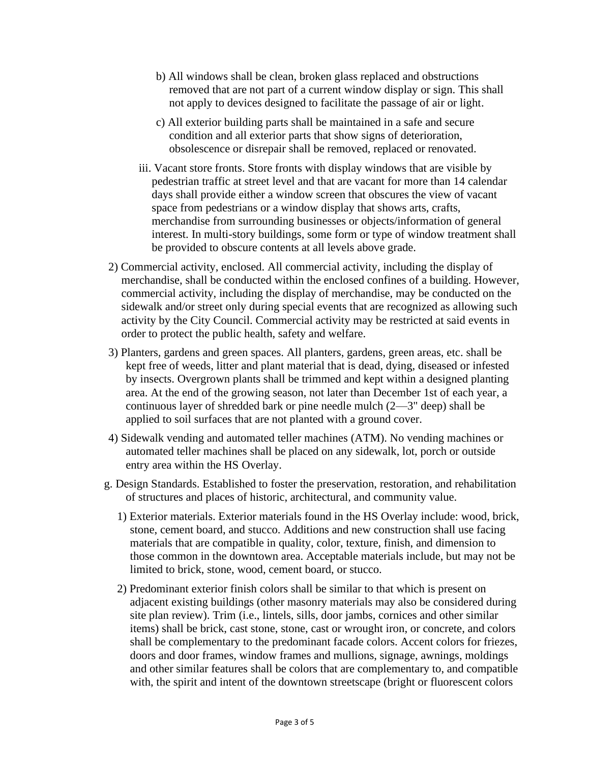b) All windows shall be clean, broken glass replaced and obstructions removed that are not part of a current window display or sign. This shall not apply to devices designed to facilitate the passage of air or light.

c) All exterior building parts shall be maintained in a safe and secure condition and all exterior parts that show signs of deterioration, obsolescence or disrepair shall be removed, replaced or renovated.

iii. Vacant store fronts. Store fronts with display windows that are visible by pedestrian traffic at street level and that are vacant for more than 14 calendar days shall provide either a window screen that obscures the view of vacant space from pedestrians or a window display that shows arts, crafts, merchandise from surrounding businesses or objects/information of general interest. In multi-story buildings, some form or type of window treatment shall be provided to obscure contents at all levels above grade.

2) Commercial activity, enclosed. All commercial activity, including the display of merchandise, shall be conducted within the enclosed confines of a building. However, commercial activity, including the display of merchandise, may be conducted on the sidewalk and/or street only during special events that are recognized as allowing such activity by the City Council. Commercial activity may be restricted at said events in order to protect the public health, safety and welfare.

3) Planters, gardens and green spaces. All planters, gardens, green areas, etc. shall be kept free of weeds, litter and plant material that is dead, dying, diseased or infested by insects. Overgrown plants shall be trimmed and kept within a designed planting area. At the end of the growing season, not later than December 1st of each year, a continuous layer of shredded bark or pine needle mulch (2—3" deep) shall be applied to soil surfaces that are not planted with a ground cover.

4) Sidewalk vending and automated teller machines (ATM). No vending machines or automated teller machines shall be placed on any sidewalk, lot, porch or outside entry area within the HS Overlay.

g. Design Standards. Established to foster the preservation, restoration, and rehabilitation of structures and places of historic, architectural, and community value.

1) Exterior materials. Exterior materials found in the HS Overlay include: wood, brick, stone, cement board, and stucco. Additions and new construction shall use facing materials that are compatible in quality, color, texture, finish, and dimension to those common in the downtown area. Acceptable materials include, but may not be limited to brick, stone, wood, cement board, or stucco.

2) Predominant exterior finish colors shall be similar to that which is present on adjacent existing buildings (other masonry materials may also be considered during site plan review). Trim (i.e., lintels, sills, door jambs, cornices and other similar items) shall be brick, cast stone, stone, cast or wrought iron, or concrete, and colors shall be complementary to the predominant facade colors. Accent colors for friezes, doors and door frames, window frames and mullions, signage, awnings, moldings and other similar features shall be colors that are complementary to, and compatible with, the spirit and intent of the downtown streetscape (bright or fluorescent colors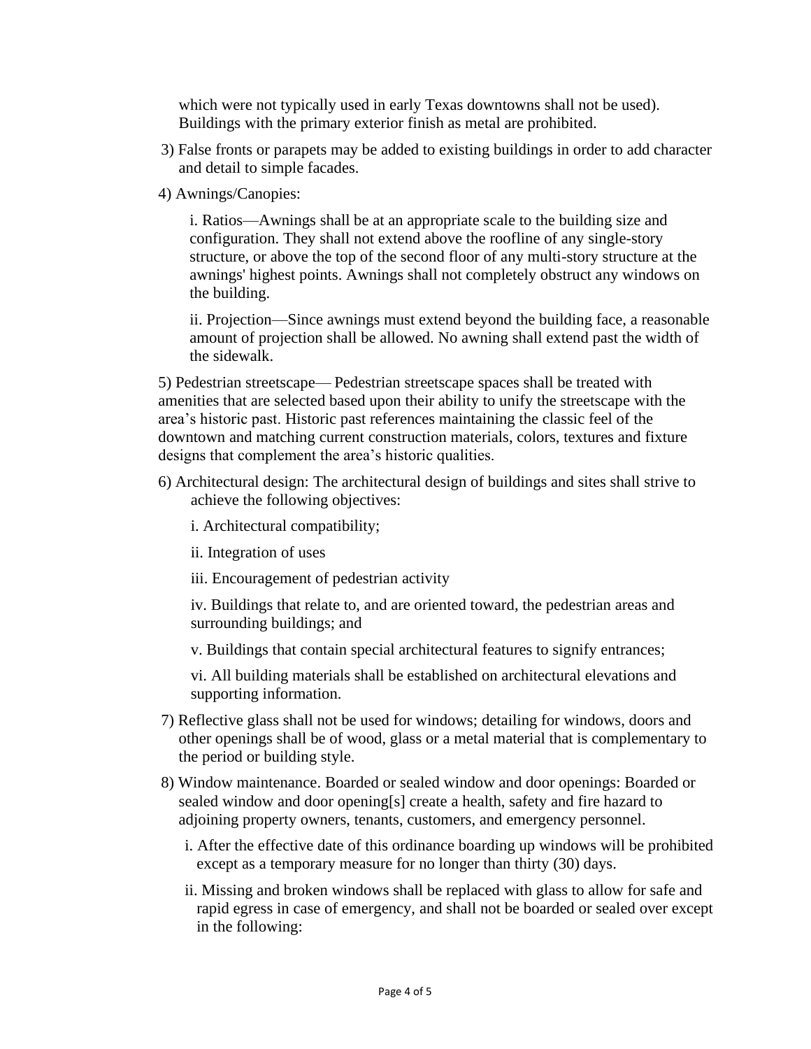which were not typically used in early Texas downtowns shall not be used). Buildings with the primary exterior finish as metal are prohibited.

3) False fronts or parapets may be added to existing buildings in order to add character and detail to simple facades.

4) Awnings/Canopies:

   i. Ratios—Awnings shall be at an appropriate scale to the building size and configuration. They shall not extend above the roofline of any single-story structure, or above the top of the second floor of any multi-story structure at the awnings' highest points. Awnings shall not completely obstruct any windows on the building.

   ii. Projection—Since awnings must extend beyond the building face, a reasonable amount of projection shall be allowed. No awning shall extend past the width of the sidewalk.

5) Pedestrian streetscape— Pedestrian streetscape spaces shall be treated with amenities that are selected based upon their ability to unify the streetscape with the area's historic past. Historic past references maintaining the classic feel of the downtown and matching current construction materials, colors, textures and fixture designs that complement the area's historic qualities.

6) Architectural design: The architectural design of buildings and sites shall strive to achieve the following objectives:

   i. Architectural compatibility;

   ii. Integration of uses

   iii. Encouragement of pedestrian activity

   iv. Buildings that relate to, and are oriented toward, the pedestrian areas and surrounding buildings; and

   v. Buildings that contain special architectural features to signify entrances;

   vi. All building materials shall be established on architectural elevations and supporting information.

7) Reflective glass shall not be used for windows; detailing for windows, doors and other openings shall be of wood, glass or a metal material that is complementary to the period or building style.

8) Window maintenance. Boarded or sealed window and door openings: Boarded or sealed window and door opening[s] create a health, safety and fire hazard to adjoining property owners, tenants, customers, and emergency personnel.

   i. After the effective date of this ordinance boarding up windows will be prohibited except as a temporary measure for no longer than thirty (30) days.

   ii. Missing and broken windows shall be replaced with glass to allow for safe and rapid egress in case of emergency, and shall not be boarded or sealed over except in the following: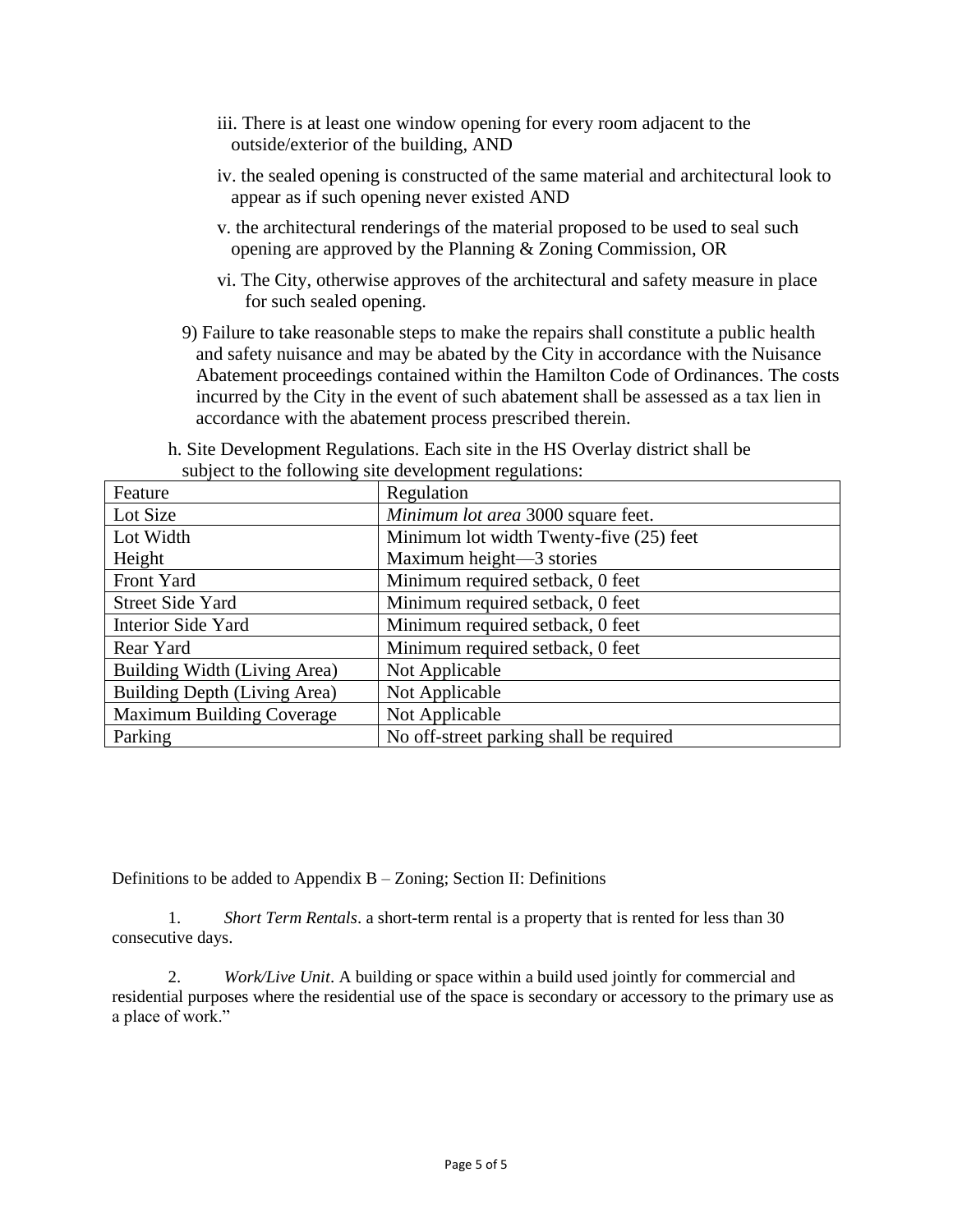iii. There is at least one window opening for every room adjacent to the outside/exterior of the building, AND

iv. the sealed opening is constructed of the same material and architectural look to appear as if such opening never existed AND

v. the architectural renderings of the material proposed to be used to seal such opening are approved by the Planning & Zoning Commission, OR

vi. The City, otherwise approves of the architectural and safety measure in place for such sealed opening.

9) Failure to take reasonable steps to make the repairs shall constitute a public health and safety nuisance and may be abated by the City in accordance with the Nuisance Abatement proceedings contained within the Hamilton Code of Ordinances. The costs incurred by the City in the event of such abatement shall be assessed as a tax lien in accordance with the abatement process prescribed therein.

h. Site Development Regulations. Each site in the HS Overlay district shall be subject to the following site development regulations:

| Feature | Regulation |
|---|---|
| Lot Size | *Minimum lot area* 3000 square feet. |
| Lot Width<br>Height | Minimum lot width Twenty-five (25) feet<br>Maximum height—3 stories |
| Front Yard | Minimum required setback, 0 feet |
| Street Side Yard | Minimum required setback, 0 feet |
| Interior Side Yard | Minimum required setback, 0 feet |
| Rear Yard | Minimum required setback, 0 feet |
| Building Width (Living Area) | Not Applicable |
| Building Depth (Living Area) | Not Applicable |
| Maximum Building Coverage | Not Applicable |
| Parking | No off-street parking shall be required |

Definitions to be added to Appendix B – Zoning; Section II: Definitions

1. *Short Term Rentals*. a short-term rental is a property that is rented for less than 30 consecutive days.

2. *Work/Live Unit*. A building or space within a build used jointly for commercial and residential purposes where the residential use of the space is secondary or accessory to the primary use as a place of work."